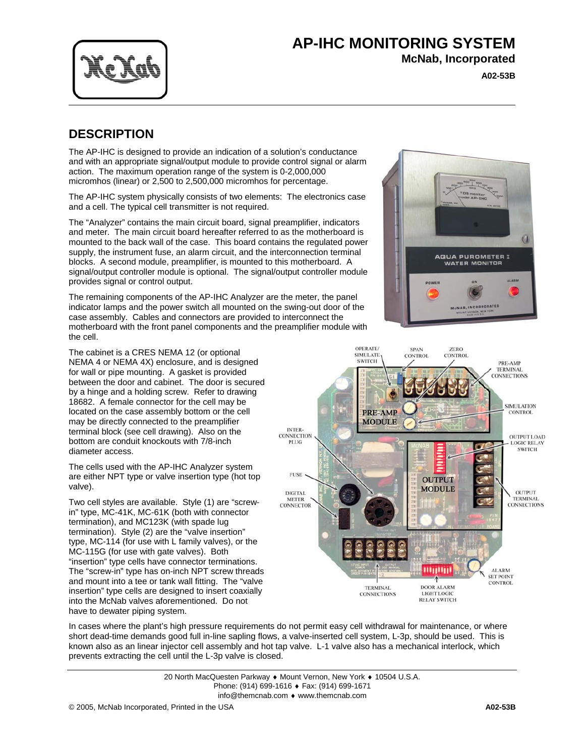# AP-IHC MONITORING SYSTEM

**McNab, Incorporated**

**A02-53B**

## DESCRIPTION

The AP-IHC is designed to provide an indication of a solution's conductance and with an appropriate signal/output module to provide control signal or alarm action. The maximum operation range of the system is 0-2,000,000 micromhos (linear) or 2,500 to 2,500,000 micromhos for percentage.

The AP-IHC system physically consists of two elements: The electronics case and a cell. The typical cell transmitter is not required.

The "Analyzer" contains the main circuit board, signal preamplifier, indicators and meter. The main circuit board hereafter referred to as the motherboard is mounted to the back wall of the case. This board contains the regulated power supply, the instrument fuse, an alarm circuit, and the interconnection terminal blocks. A second module, preamplifier, is mounted to this motherboard. A signal/output controller module is optional. The signal/output controller module provides signal or control output.

The remaining components of the AP-IHC Analyzer are the meter, the panel indicator lamps and the power switch all mounted on the swing-out door of the case assembly. Cables and connectors are provided to interconnect the motherboard with the front panel components and the preamplifier module with the cell.

The cabinet is a CRES NEMA 12 (or optional NEMA 4 or NEMA 4X) enclosure, and is designed for wall or pipe mounting. A gasket is provided between the door and cabinet. The door is secured by a hinge and a holding screw. Refer to drawing 18682. A female connector for the cell may be located on the case assembly bottom or the cell may be directly connected to the preamplifier terminal block (see cell drawing). Also on the bottom are conduit knockouts with 7/8-inch diameter access.

The cells used with the AP-IHC Analyzer system are either NPT type or valve insertion type (hot top valve).

Two cell styles are available. Style (1) are "screw-in" type, MC-41K, MC-61K (both with connector termination), and MC123K (with spade lug termination). Style (2) are the "valve insertion" type, MC-114 (for use with L family valves), or the MC-115G (for use with gate valves). Both "insertion" type cells have connector terminations. The "screw-in" type has on-inch NPT screw threads and mount into a tee or tank wall fitting. The "valve insertion" type cells are designed to insert coaxially into the McNab valves aforementioned. Do not have to dewater piping system.

In cases where the plant's high pressure requirements do not permit easy cell withdrawal for maintenance, or where short dead-time demands good full in-line sapling flows, a valve-inserted cell system, L-3p, should be used. This is known also as an linear injector cell assembly and hot tap valve. L-1 valve also has a mechanical interlock, which prevents extracting the cell until the L-3p valve is closed.

20 North MacQuesten Parkway ♦ Mount Vernon, New York ♦ 10504 U.S.A.
Phone: (914) 699-1616 ♦ Fax: (914) 699-1671
info@themcnab.com ♦ www.themcnab.com

© 2005, McNab Incorporated, Printed in the USA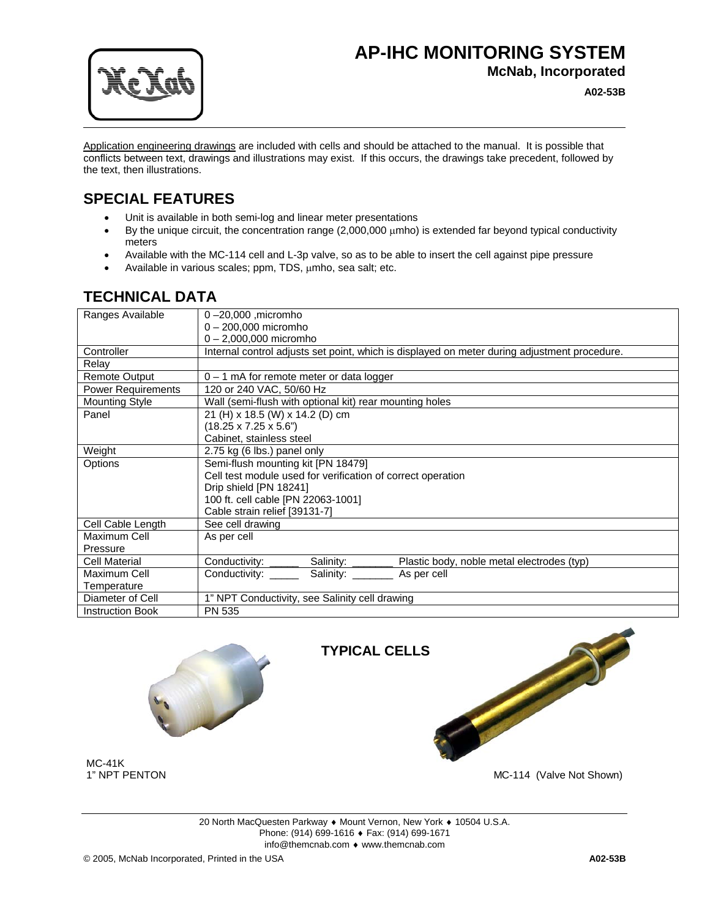# AP-IHC MONITORING SYSTEM

**McNab, Incorporated**

**A02-53B**

Application engineering drawings are included with cells and should be attached to the manual. It is possible that conflicts between text, drawings and illustrations may exist. If this occurs, the drawings take precedent, followed by the text, then illustrations.

## SPECIAL FEATURES

- Unit is available in both semi-log and linear meter presentations
- By the unique circuit, the concentration range (2,000,000 μmho) is extended far beyond typical conductivity meters
- Available with the MC-114 cell and L-3p valve, so as to be able to insert the cell against pipe pressure
- Available in various scales; ppm, TDS, μmho, sea salt; etc.

## TECHNICAL DATA

| | |
|---|---|
| Ranges Available | 0 –20,000 ,micromho<br>0 – 200,000 micromho<br>0 – 2,000,000 micromho |
| Controller | Internal control adjusts set point, which is displayed on meter during adjustment procedure. |
| Relay | |
| Remote Output | 0 – 1 mA for remote meter or data logger |
| Power Requirements | 120 or 240 VAC, 50/60 Hz |
| Mounting Style | Wall (semi-flush with optional kit) rear mounting holes |
| Panel | 21 (H) x 18.5 (W) x 14.2 (D) cm<br>(18.25 x 7.25 x 5.6")<br>Cabinet, stainless steel |
| Weight | 2.75 kg (6 lbs.) panel only |
| Options | Semi-flush mounting kit [PN 18479]<br>Cell test module used for verification of correct operation<br>Drip shield [PN 18241]<br>100 ft. cell cable [PN 22063-1001]<br>Cable strain relief [39131-7] |
| Cell Cable Length | See cell drawing |
| Maximum Cell Pressure | As per cell |
| Cell Material | Conductivity: _____ Salinity: _______ Plastic body, noble metal electrodes (typ) |
| Maximum Cell Temperature | Conductivity: _____ Salinity: _______ As per cell |
| Diameter of Cell | 1" NPT Conductivity, see Salinity cell drawing |
| Instruction Book | PN 535 |

**TYPICAL CELLS**

MC-41K
1" NPT PENTON

MC-114 (Valve Not Shown)

20 North MacQuesten Parkway ♦ Mount Vernon, New York ♦ 10504 U.S.A.
Phone: (914) 699-1616 ♦ Fax: (914) 699-1671
info@themcnab.com ♦ www.themcnab.com

© 2005, McNab Incorporated, Printed in the USA